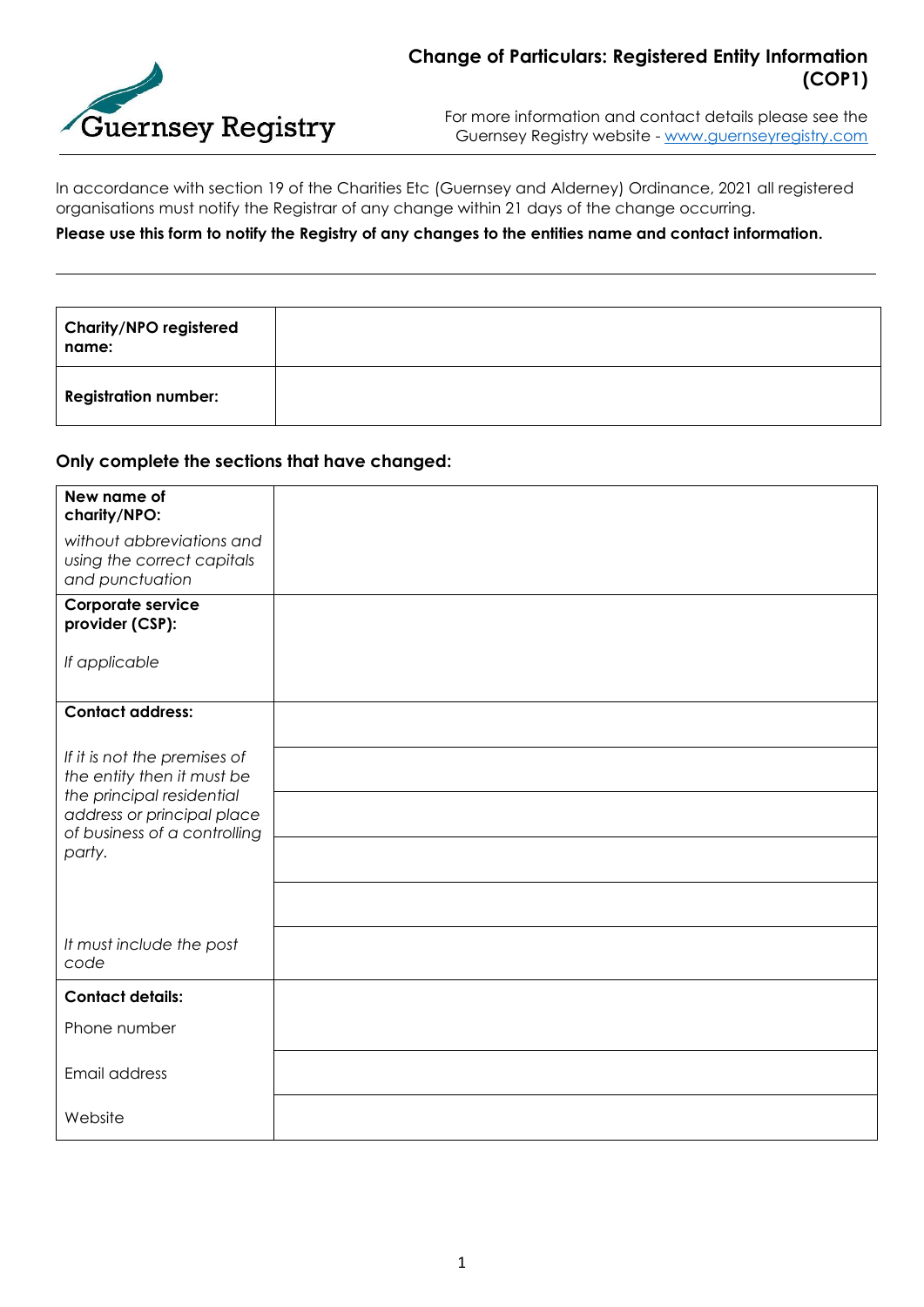Guernsey Registry

# Change of Particulars: Registered Entity Information (COP1)

For more information and contact details please see the Guernsey Registry website - www.guernseyregistry.com

In accordance with section 19 of the Charities Etc (Guernsey and Alderney) Ordinance, 2021 all registered organisations must notify the Registrar of any change within 21 days of the change occurring.

**Please use this form to notify the Registry of any changes to the entities name and contact information.**

| **Charity/NPO registered name:** | |
|---|---|
| **Registration number:** | |

### Only complete the sections that have changed:

| | |
|---|---|
| **New name of charity/NPO:** *without abbreviations and using the correct capitals and punctuation* | |
| **Corporate service provider (CSP):** *If applicable* | |
| **Contact address:** *If it is not the premises of the entity then it must be the principal residential address or principal place of business of a controlling party.* | |
| | |
| | |
| | |
| | |
| *It must include the post code* | |
| **Contact details:** Phone number | |
| Email address | |
| Website | |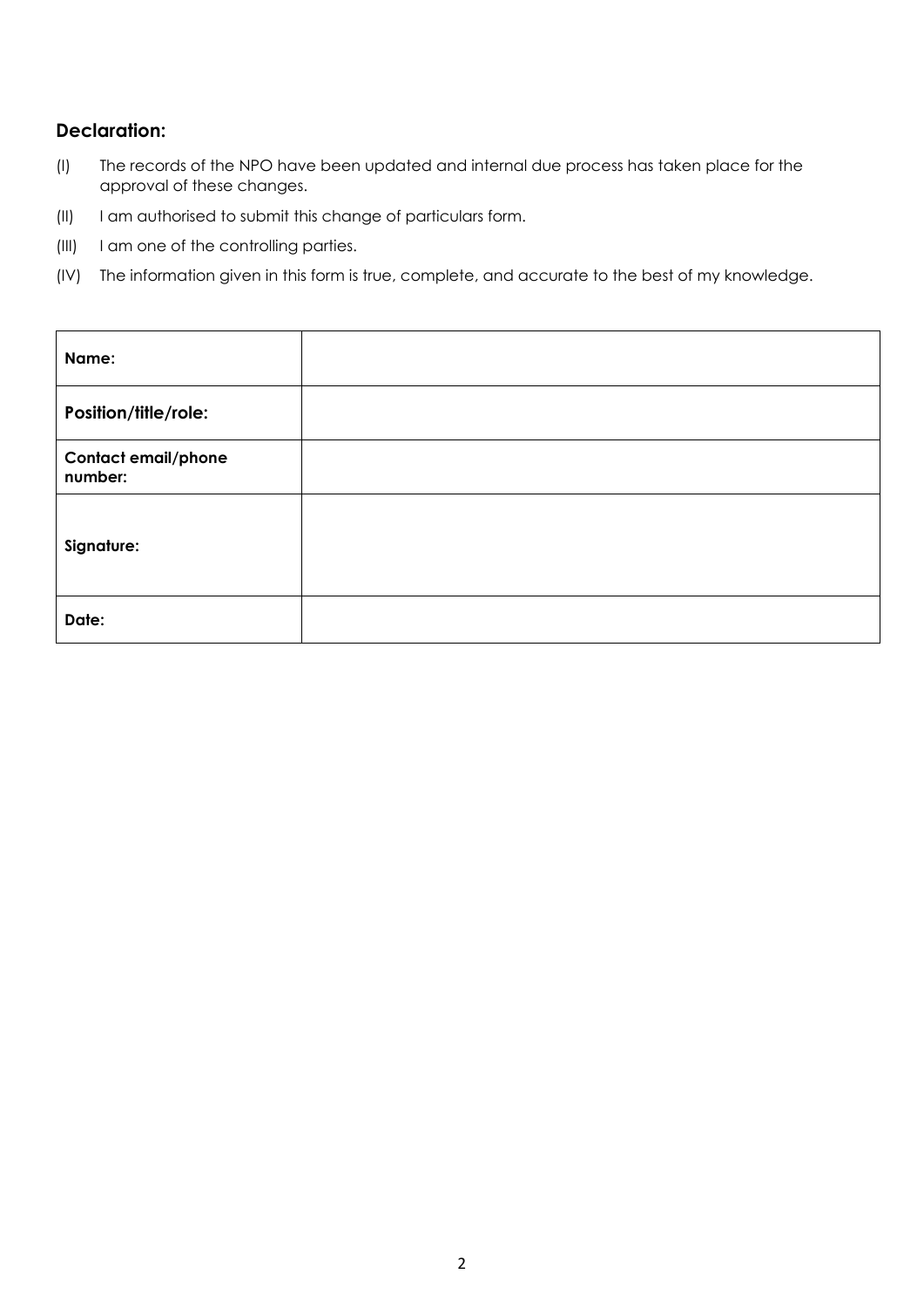### Declaration:

(I) The records of the NPO have been updated and internal due process has taken place for the approval of these changes.

(II) I am authorised to submit this change of particulars form.

(III) I am one of the controlling parties.

(IV) The information given in this form is true, complete, and accurate to the best of my knowledge.

| | |
|---|---|
| **Name:** | |
| **Position/title/role:** | |
| **Contact email/phone number:** | |
| **Signature:** | |
| **Date:** | |